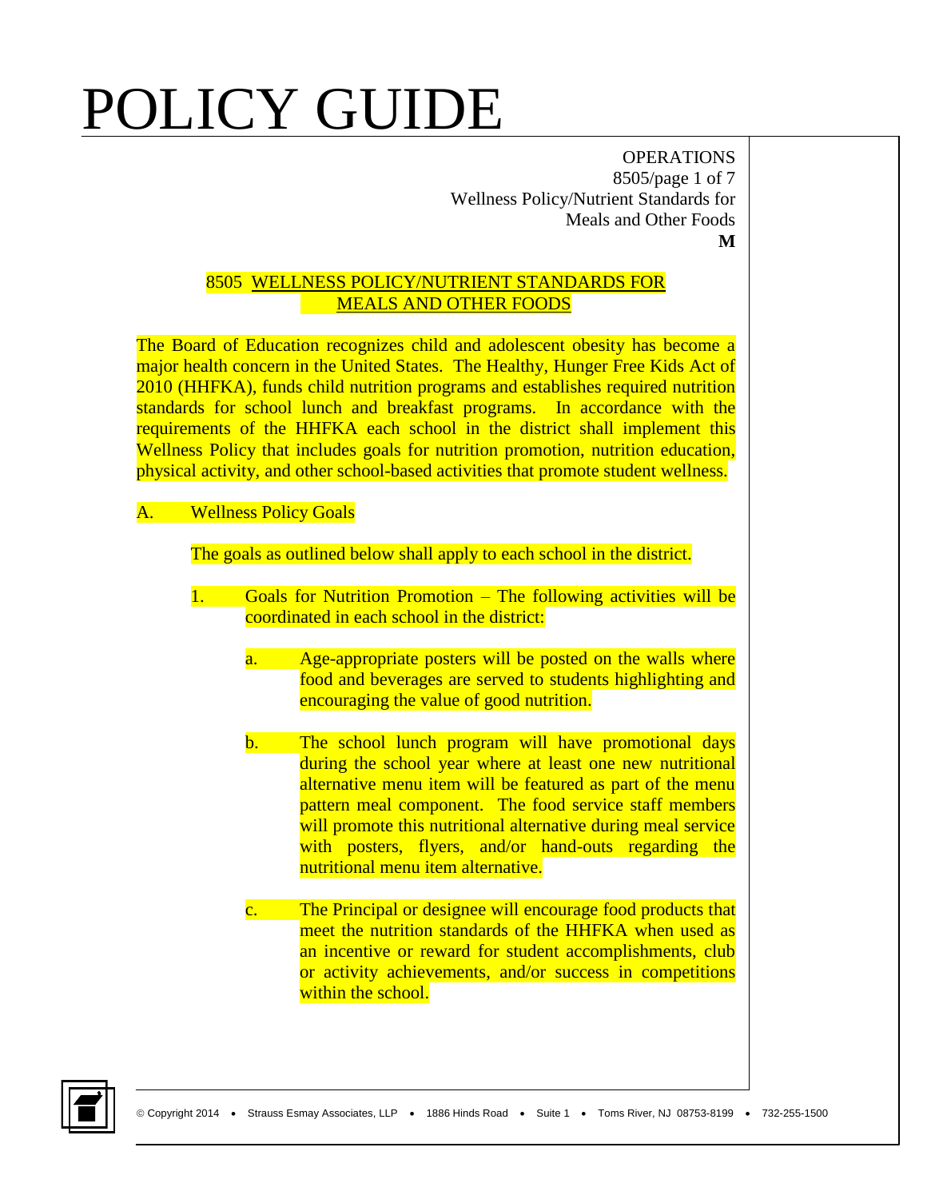# POLICY GUIDE

OPERATIONS
8505
Wellness Policy/Nutrient Standards for
Meals and Other Foods
**M**

## 8505 WELLNESS POLICY/NUTRIENT STANDARDS FOR MEALS AND OTHER FOODS

The Board of Education recognizes child and adolescent obesity has become a major health concern in the United States. The Healthy, Hunger Free Kids Act of 2010 (HHFKA), funds child nutrition programs and establishes required nutrition standards for school lunch and breakfast programs. In accordance with the requirements of the HHFKA each school in the district shall implement this Wellness Policy that includes goals for nutrition promotion, nutrition education, physical activity, and other school-based activities that promote student wellness.

A. Wellness Policy Goals

The goals as outlined below shall apply to each school in the district.

1. Goals for Nutrition Promotion – The following activities will be coordinated in each school in the district:

   a. Age-appropriate posters will be posted on the walls where food and beverages are served to students highlighting and encouraging the value of good nutrition.

   b. The school lunch program will have promotional days during the school year where at least one new nutritional alternative menu item will be featured as part of the menu pattern meal component. The food service staff members will promote this nutritional alternative during meal service with posters, flyers, and/or hand-outs regarding the nutritional menu item alternative.

   c. The Principal or designee will encourage food products that meet the nutrition standards of the HHFKA when used as an incentive or reward for student accomplishments, club or activity achievements, and/or success in competitions within the school.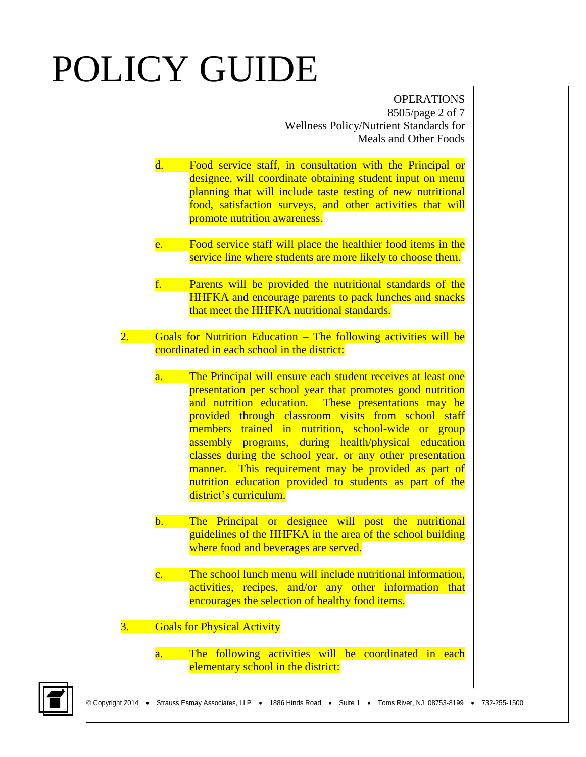d. Food service staff, in consultation with the Principal or designee, will coordinate obtaining student input on menu planning that will include taste testing of new nutritional food, satisfaction surveys, and other activities that will promote nutrition awareness.

e. Food service staff will place the healthier food items in the service line where students are more likely to choose them.

f. Parents will be provided the nutritional standards of the HHFKA and encourage parents to pack lunches and snacks that meet the HHFKA nutritional standards.

2. Goals for Nutrition Education – The following activities will be coordinated in each school in the district:

   a. The Principal will ensure each student receives at least one presentation per school year that promotes good nutrition and nutrition education. These presentations may be provided through classroom visits from school staff members trained in nutrition, school-wide or group assembly programs, during health/physical education classes during the school year, or any other presentation manner. This requirement may be provided as part of nutrition education provided to students as part of the district's curriculum.

   b. The Principal or designee will post the nutritional guidelines of the HHFKA in the area of the school building where food and beverages are served.

   c. The school lunch menu will include nutritional information, activities, recipes, and/or any other information that encourages the selection of healthy food items.

3. Goals for Physical Activity

   a. The following activities will be coordinated in each elementary school in the district: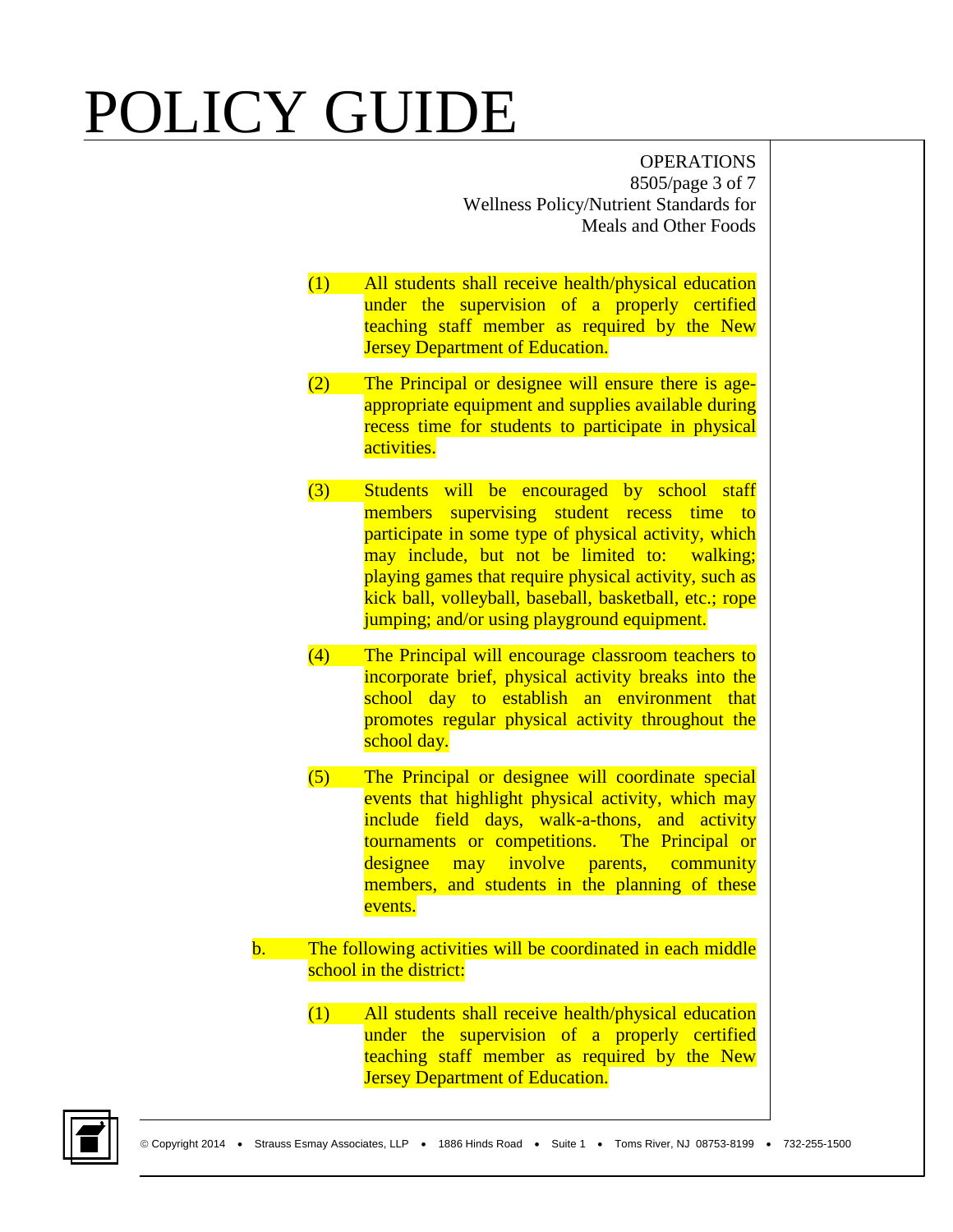(1) All students shall receive health/physical education under the supervision of a properly certified teaching staff member as required by the New Jersey Department of Education.

(2) The Principal or designee will ensure there is age-appropriate equipment and supplies available during recess time for students to participate in physical activities.

(3) Students will be encouraged by school staff members supervising student recess time to participate in some type of physical activity, which may include, but not be limited to: walking; playing games that require physical activity, such as kick ball, volleyball, baseball, basketball, etc.; rope jumping; and/or using playground equipment.

(4) The Principal will encourage classroom teachers to incorporate brief, physical activity breaks into the school day to establish an environment that promotes regular physical activity throughout the school day.

(5) The Principal or designee will coordinate special events that highlight physical activity, which may include field days, walk-a-thons, and activity tournaments or competitions. The Principal or designee may involve parents, community members, and students in the planning of these events.

b. The following activities will be coordinated in each middle school in the district:

(1) All students shall receive health/physical education under the supervision of a properly certified teaching staff member as required by the New Jersey Department of Education.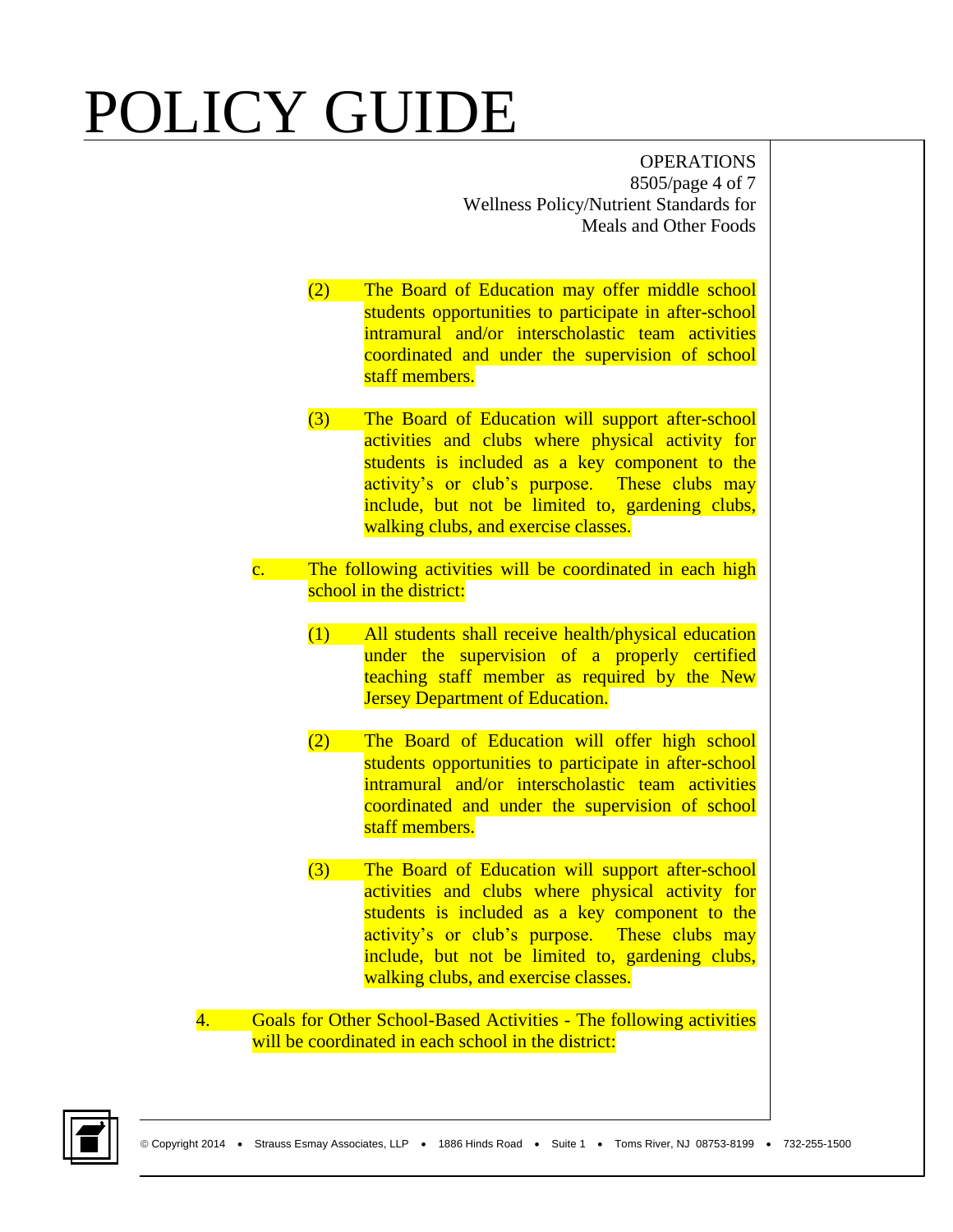(2) The Board of Education may offer middle school students opportunities to participate in after-school intramural and/or interscholastic team activities coordinated and under the supervision of school staff members.

(3) The Board of Education will support after-school activities and clubs where physical activity for students is included as a key component to the activity's or club's purpose. These clubs may include, but not be limited to, gardening clubs, walking clubs, and exercise classes.

c. The following activities will be coordinated in each high school in the district:

(1) All students shall receive health/physical education under the supervision of a properly certified teaching staff member as required by the New Jersey Department of Education.

(2) The Board of Education will offer high school students opportunities to participate in after-school intramural and/or interscholastic team activities coordinated and under the supervision of school staff members.

(3) The Board of Education will support after-school activities and clubs where physical activity for students is included as a key component to the activity's or club's purpose. These clubs may include, but not be limited to, gardening clubs, walking clubs, and exercise classes.

4. Goals for Other School-Based Activities - The following activities will be coordinated in each school in the district: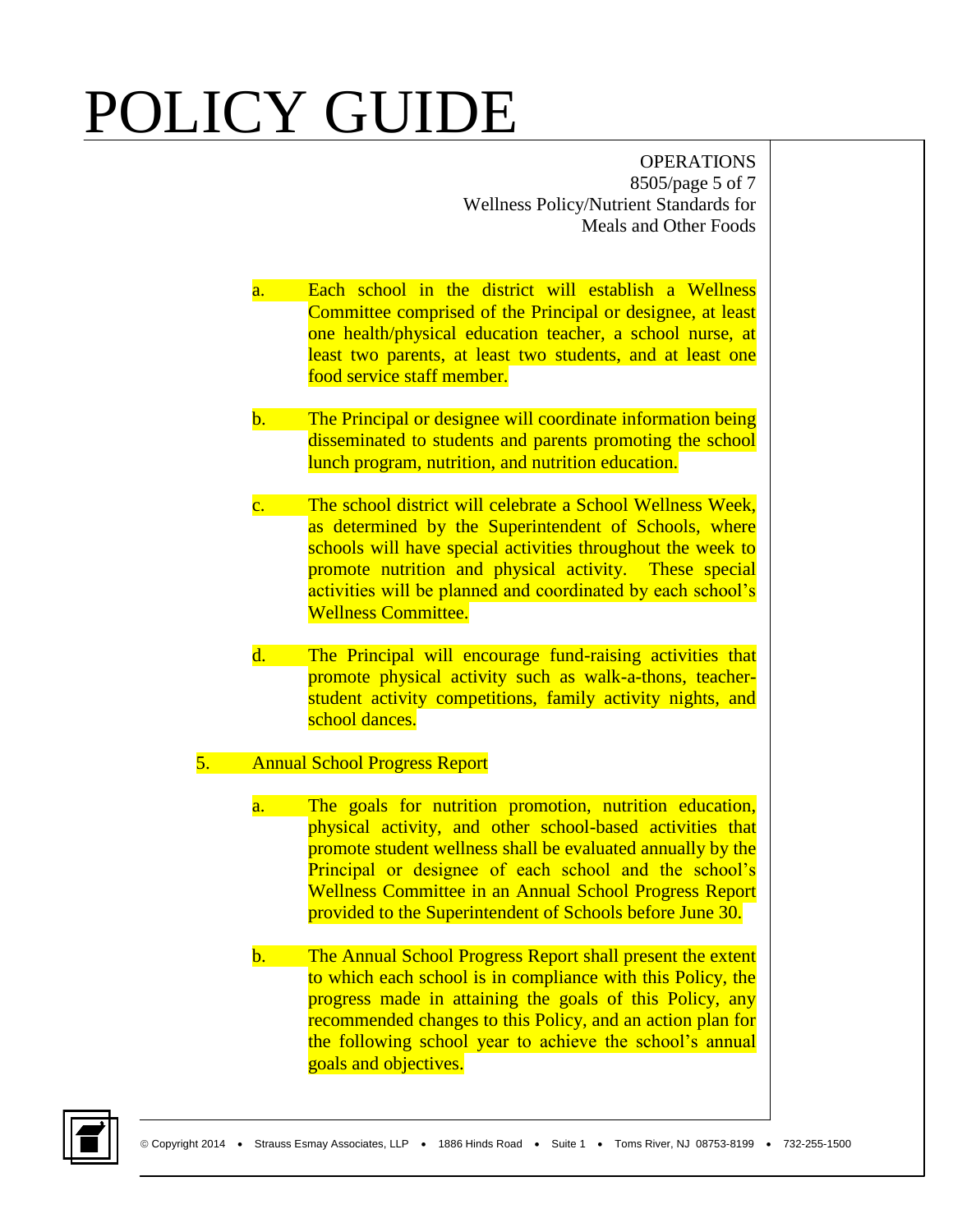a. Each school in the district will establish a Wellness Committee comprised of the Principal or designee, at least one health/physical education teacher, a school nurse, at least two parents, at least two students, and at least one food service staff member.

b. The Principal or designee will coordinate information being disseminated to students and parents promoting the school lunch program, nutrition, and nutrition education.

c. The school district will celebrate a School Wellness Week, as determined by the Superintendent of Schools, where schools will have special activities throughout the week to promote nutrition and physical activity. These special activities will be planned and coordinated by each school's Wellness Committee.

d. The Principal will encourage fund-raising activities that promote physical activity such as walk-a-thons, teacher-student activity competitions, family activity nights, and school dances.

5. Annual School Progress Report

a. The goals for nutrition promotion, nutrition education, physical activity, and other school-based activities that promote student wellness shall be evaluated annually by the Principal or designee of each school and the school's Wellness Committee in an Annual School Progress Report provided to the Superintendent of Schools before June 30.

b. The Annual School Progress Report shall present the extent to which each school is in compliance with this Policy, the progress made in attaining the goals of this Policy, any recommended changes to this Policy, and an action plan for the following school year to achieve the school's annual goals and objectives.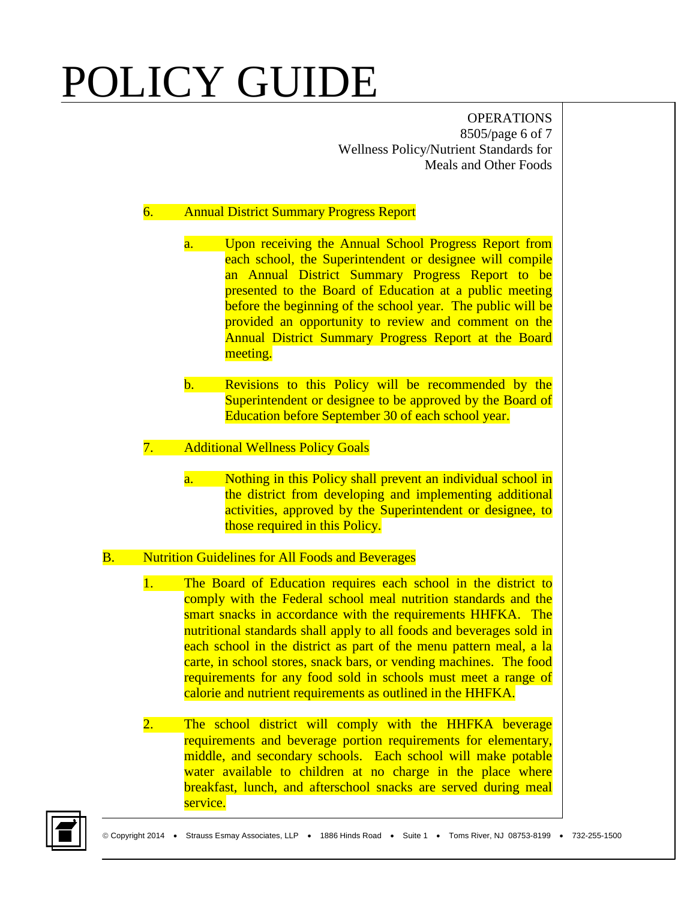6. Annual District Summary Progress Report

   a. Upon receiving the Annual School Progress Report from each school, the Superintendent or designee will compile an Annual District Summary Progress Report to be presented to the Board of Education at a public meeting before the beginning of the school year. The public will be provided an opportunity to review and comment on the Annual District Summary Progress Report at the Board meeting.

   b. Revisions to this Policy will be recommended by the Superintendent or designee to be approved by the Board of Education before September 30 of each school year.

7. Additional Wellness Policy Goals

   a. Nothing in this Policy shall prevent an individual school in the district from developing and implementing additional activities, approved by the Superintendent or designee, to those required in this Policy.

B. Nutrition Guidelines for All Foods and Beverages

   1. The Board of Education requires each school in the district to comply with the Federal school meal nutrition standards and the smart snacks in accordance with the requirements HHFKA. The nutritional standards shall apply to all foods and beverages sold in each school in the district as part of the menu pattern meal, a la carte, in school stores, snack bars, or vending machines. The food requirements for any food sold in schools must meet a range of calorie and nutrient requirements as outlined in the HHFKA.

   2. The school district will comply with the HHFKA beverage requirements and beverage portion requirements for elementary, middle, and secondary schools. Each school will make potable water available to children at no charge in the place where breakfast, lunch, and afterschool snacks are served during meal service.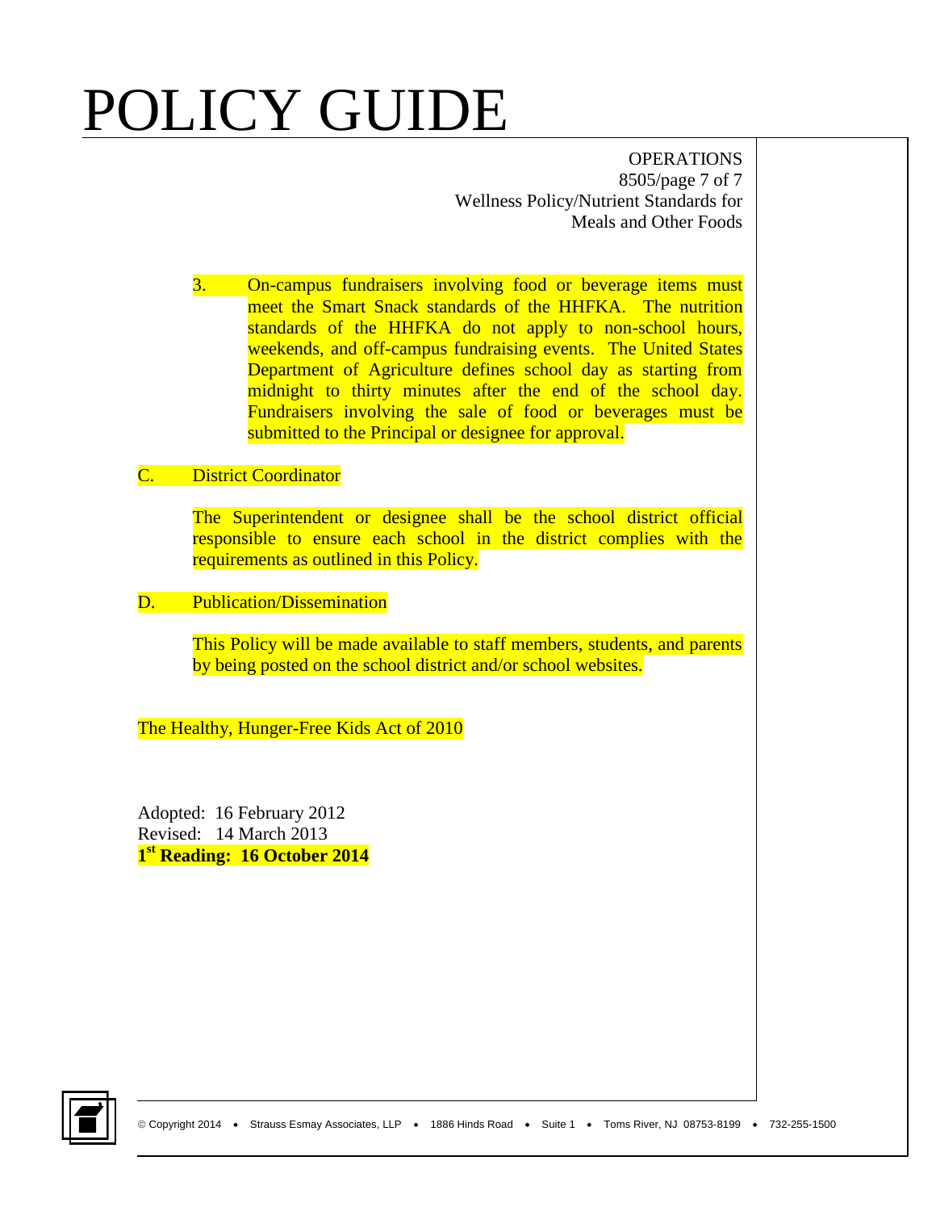3. On-campus fundraisers involving food or beverage items must meet the Smart Snack standards of the HHFKA. The nutrition standards of the HHFKA do not apply to non-school hours, weekends, and off-campus fundraising events. The United States Department of Agriculture defines school day as starting from midnight to thirty minutes after the end of the school day. Fundraisers involving the sale of food or beverages must be submitted to the Principal or designee for approval.

C. District Coordinator

The Superintendent or designee shall be the school district official responsible to ensure each school in the district complies with the requirements as outlined in this Policy.

D. Publication/Dissemination

This Policy will be made available to staff members, students, and parents by being posted on the school district and/or school websites.

The Healthy, Hunger-Free Kids Act of 2010

Adopted: 16 February 2012
Revised: 14 March 2013
**1st Reading: 16 October 2014**